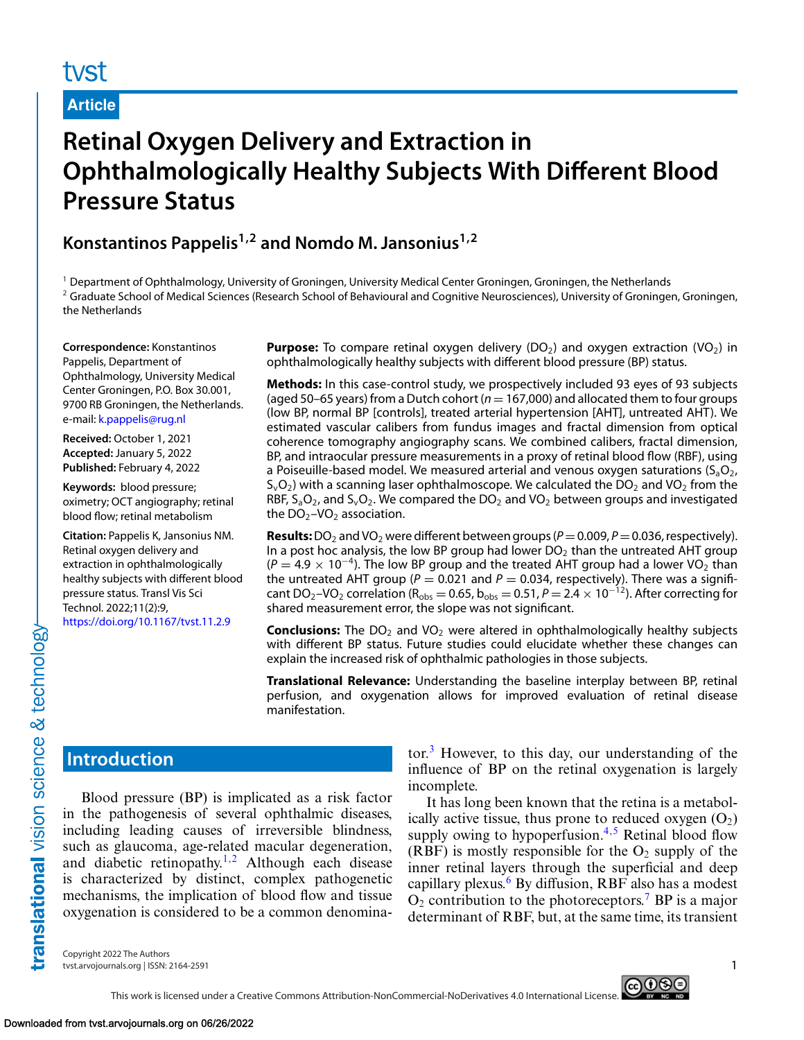Article

# Retinal Oxygen Delivery and Extraction in Ophthalmologically Healthy Subjects With Different Blood Pressure Status

**Konstantinos Pappelis[1,2] and Nomdo M. Jansonius[1,2]**

[1] Department of Ophthalmology, University of Groningen, University Medical Center Groningen, Groningen, the Netherlands
[2] Graduate School of Medical Sciences (Research School of Behavioural and Cognitive Neurosciences), University of Groningen, Groningen, the Netherlands

**Correspondence:** Konstantinos Pappelis, Department of Ophthalmology, University Medical Center Groningen, P.O. Box 30.001, 9700 RB Groningen, the Netherlands. e-mail: k.pappelis@rug.nl

**Received:** October 1, 2021
**Accepted:** January 5, 2022
**Published:** February 4, 2022

**Keywords:** blood pressure; oximetry; OCT angiography; retinal blood flow; retinal metabolism

**Citation:** Pappelis K, Jansonius NM. Retinal oxygen delivery and extraction in ophthalmologically healthy subjects with different blood pressure status. Transl Vis Sci Technol. 2022;11(2):9, https://doi.org/10.1167/tvst.11.2.9

**Purpose:** To compare retinal oxygen delivery ($DO_2$) and oxygen extraction ($VO_2$) in ophthalmologically healthy subjects with different blood pressure (BP) status.

**Methods:** In this case-control study, we prospectively included 93 eyes of 93 subjects (aged 50–65 years) from a Dutch cohort ($n = 167{,}000$) and allocated them to four groups (low BP, normal BP [controls], treated arterial hypertension [AHT], untreated AHT). We estimated vascular calibers from fundus images and fractal dimension from optical coherence tomography angiography scans. We combined calibers, fractal dimension, BP, and intraocular pressure measurements in a proxy of retinal blood flow (RBF), using a Poiseuille-based model. We measured arterial and venous oxygen saturations ($S_aO_2$, $S_vO_2$) with a scanning laser ophthalmoscope. We calculated the $DO_2$ and $VO_2$ from the RBF, $S_aO_2$, and $S_vO_2$. We compared the $DO_2$ and $VO_2$ between groups and investigated the $DO_2$–$VO_2$ association.

**Results:** $DO_2$ and $VO_2$ were different between groups ($P = 0.009$, $P = 0.036$, respectively). In a post hoc analysis, the low BP group had lower $DO_2$ than the untreated AHT group ($P = 4.9 \times 10^{-4}$). The low BP group and the treated AHT group had a lower $VO_2$ than the untreated AHT group ($P = 0.021$ and $P = 0.034$, respectively). There was a significant $DO_2$–$VO_2$ correlation ($R_{obs} = 0.65$, $b_{obs} = 0.51$, $P = 2.4 \times 10^{-12}$). After correcting for shared measurement error, the slope was not significant.

**Conclusions:** The $DO_2$ and $VO_2$ were altered in ophthalmologically healthy subjects with different BP status. Future studies could elucidate whether these changes can explain the increased risk of ophthalmic pathologies in those subjects.

**Translational Relevance:** Understanding the baseline interplay between BP, retinal perfusion, and oxygenation allows for improved evaluation of retinal disease manifestation.

## Introduction

Blood pressure (BP) is implicated as a risk factor in the pathogenesis of several ophthalmic diseases, including leading causes of irreversible blindness, such as glaucoma, age-related macular degeneration, and diabetic retinopathy.[1,2] Although each disease is characterized by distinct, complex pathogenetic mechanisms, the implication of blood flow and tissue oxygenation is considered to be a common denominator.[3] However, to this day, our understanding of the influence of BP on the retinal oxygenation is largely incomplete.

It has long been known that the retina is a metabolically active tissue, thus prone to reduced oxygen ($O_2$) supply owing to hypoperfusion.[4,5] Retinal blood flow (RBF) is mostly responsible for the $O_2$ supply of the inner retinal layers through the superficial and deep capillary plexus.[6] By diffusion, RBF also has a modest $O_2$ contribution to the photoreceptors.[7] BP is a major determinant of RBF, but, at the same time, its transient

Copyright 2022 The Authors
tvst.arvojournals.org | ISSN: 2164-2591

This work is licensed under a Creative Commons Attribution-NonCommercial-NoDerivatives 4.0 International License.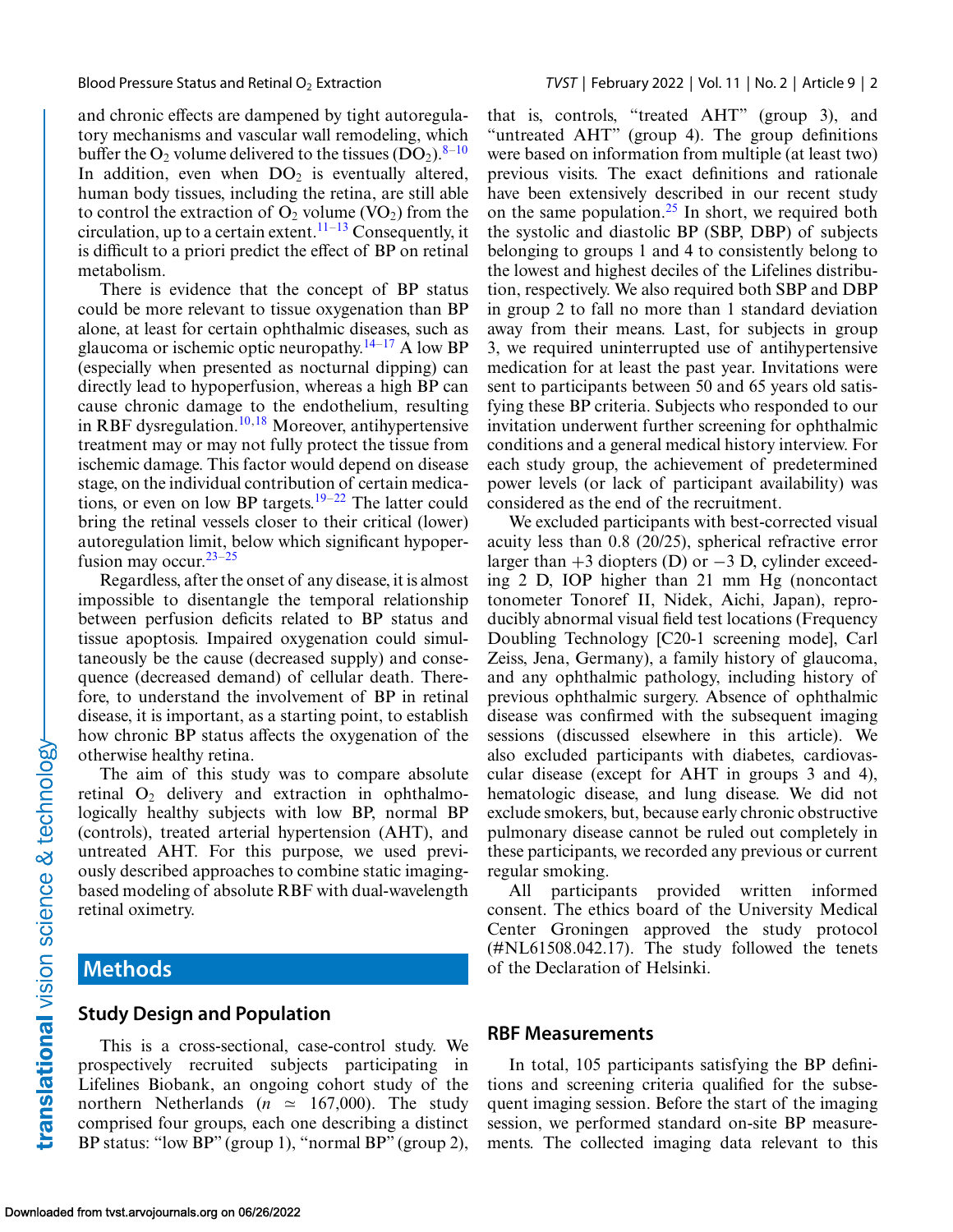and chronic effects are dampened by tight autoregulatory mechanisms and vascular wall remodeling, which buffer the $O_2$ volume delivered to the tissues ($DO_2$).[8–10] In addition, even when $DO_2$ is eventually altered, human body tissues, including the retina, are still able to control the extraction of $O_2$ volume ($VO_2$) from the circulation, up to a certain extent.[11–13] Consequently, it is difficult to a priori predict the effect of BP on retinal metabolism.

There is evidence that the concept of BP status could be more relevant to tissue oxygenation than BP alone, at least for certain ophthalmic diseases, such as glaucoma or ischemic optic neuropathy.[14–17] A low BP (especially when presented as nocturnal dipping) can directly lead to hypoperfusion, whereas a high BP can cause chronic damage to the endothelium, resulting in RBF dysregulation.[10,18] Moreover, antihypertensive treatment may or may not fully protect the tissue from ischemic damage. This factor would depend on disease stage, on the individual contribution of certain medications, or even on low BP targets.[19–22] The latter could bring the retinal vessels closer to their critical (lower) autoregulation limit, below which significant hypoperfusion may occur.[23–25]

Regardless, after the onset of any disease, it is almost impossible to disentangle the temporal relationship between perfusion deficits related to BP status and tissue apoptosis. Impaired oxygenation could simultaneously be the cause (decreased supply) and consequence (decreased demand) of cellular death. Therefore, to understand the involvement of BP in retinal disease, it is important, as a starting point, to establish how chronic BP status affects the oxygenation of the otherwise healthy retina.

The aim of this study was to compare absolute retinal $O_2$ delivery and extraction in ophthalmologically healthy subjects with low BP, normal BP (controls), treated arterial hypertension (AHT), and untreated AHT. For this purpose, we used previously described approaches to combine static imaging-based modeling of absolute RBF with dual-wavelength retinal oximetry.

## Methods

### Study Design and Population

This is a cross-sectional, case-control study. We prospectively recruited subjects participating in Lifelines Biobank, an ongoing cohort study of the northern Netherlands ($n \simeq 167{,}000$). The study comprised four groups, each one describing a distinct BP status: "low BP" (group 1), "normal BP" (group 2), that is, controls, "treated AHT" (group 3), and "untreated AHT" (group 4). The group definitions were based on information from multiple (at least two) previous visits. The exact definitions and rationale have been extensively described in our recent study on the same population.[25] In short, we required both the systolic and diastolic BP (SBP, DBP) of subjects belonging to groups 1 and 4 to consistently belong to the lowest and highest deciles of the Lifelines distribution, respectively. We also required both SBP and DBP in group 2 to fall no more than 1 standard deviation away from their means. Last, for subjects in group 3, we required uninterrupted use of antihypertensive medication for at least the past year. Invitations were sent to participants between 50 and 65 years old satisfying these BP criteria. Subjects who responded to our invitation underwent further screening for ophthalmic conditions and a general medical history interview. For each study group, the achievement of predetermined power levels (or lack of participant availability) was considered as the end of the recruitment.

We excluded participants with best-corrected visual acuity less than 0.8 (20/25), spherical refractive error larger than +3 diopters (D) or −3 D, cylinder exceeding 2 D, IOP higher than 21 mm Hg (noncontact tonometer Tonoref II, Nidek, Aichi, Japan), reproducibly abnormal visual field test locations (Frequency Doubling Technology [C20-1 screening mode], Carl Zeiss, Jena, Germany), a family history of glaucoma, and any ophthalmic pathology, including history of previous ophthalmic surgery. Absence of ophthalmic disease was confirmed with the subsequent imaging sessions (discussed elsewhere in this article). We also excluded participants with diabetes, cardiovascular disease (except for AHT in groups 3 and 4), hematologic disease, and lung disease. We did not exclude smokers, but, because early chronic obstructive pulmonary disease cannot be ruled out completely in these participants, we recorded any previous or current regular smoking.

All participants provided written informed consent. The ethics board of the University Medical Center Groningen approved the study protocol (#NL61508.042.17). The study followed the tenets of the Declaration of Helsinki.

### RBF Measurements

In total, 105 participants satisfying the BP definitions and screening criteria qualified for the subsequent imaging session. Before the start of the imaging session, we performed standard on-site BP measurements. The collected imaging data relevant to this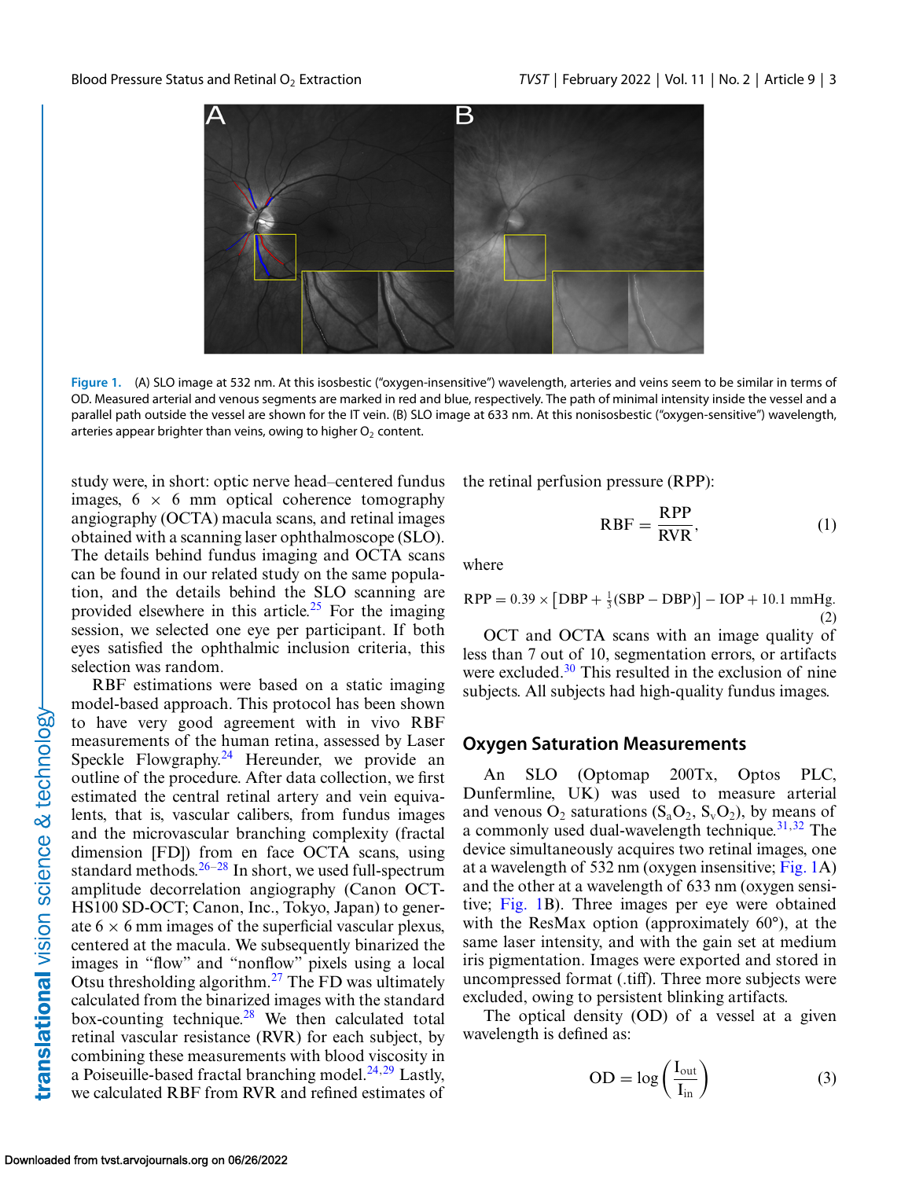Figure 1. (A) SLO image at 532 nm. At this isosbestic ("oxygen-insensitive") wavelength, arteries and veins seem to be similar in terms of OD. Measured arterial and venous segments are marked in red and blue, respectively. The path of minimal intensity inside the vessel and a parallel path outside the vessel are shown for the IT vein. (B) SLO image at 633 nm. At this nonisosbestic ("oxygen-sensitive") wavelength, arteries appear brighter than veins, owing to higher $O_2$ content.

study were, in short: optic nerve head–centered fundus images, 6 × 6 mm optical coherence tomography angiography (OCTA) macula scans, and retinal images obtained with a scanning laser ophthalmoscope (SLO). The details behind fundus imaging and OCTA scans can be found in our related study on the same population, and the details behind the SLO scanning are provided elsewhere in this article.[25] For the imaging session, we selected one eye per participant. If both eyes satisfied the ophthalmic inclusion criteria, this selection was random.

RBF estimations were based on a static imaging model-based approach. This protocol has been shown to have very good agreement with in vivo RBF measurements of the human retina, assessed by Laser Speckle Flowgraphy.[24] Hereunder, we provide an outline of the procedure. After data collection, we first estimated the central retinal artery and vein equivalents, that is, vascular calibers, from fundus images and the microvascular branching complexity (fractal dimension [FD]) from en face OCTA scans, using standard methods.[26–28] In short, we used full-spectrum amplitude decorrelation angiography (Canon OCT-HS100 SD-OCT; Canon, Inc., Tokyo, Japan) to generate 6 × 6 mm images of the superficial vascular plexus, centered at the macula. We subsequently binarized the images in "flow" and "nonflow" pixels using a local Otsu thresholding algorithm.[27] The FD was ultimately calculated from the binarized images with the standard box-counting technique.[28] We then calculated total retinal vascular resistance (RVR) for each subject, by combining these measurements with blood viscosity in a Poiseuille-based fractal branching model.[24,29] Lastly, we calculated RBF from RVR and refined estimates of the retinal perfusion pressure (RPP):

$$\mathrm{RBF} = \frac{\mathrm{RPP}}{\mathrm{RVR}}, \tag{1}$$

where

$$\mathrm{RPP} = 0.39 \times \left[\mathrm{DBP} + \tfrac{1}{3}(\mathrm{SBP} - \mathrm{DBP})\right] - \mathrm{IOP} + 10.1\ \mathrm{mmHg}. \tag{2}$$

OCT and OCTA scans with an image quality of less than 7 out of 10, segmentation errors, or artifacts were excluded.[30] This resulted in the exclusion of nine subjects. All subjects had high-quality fundus images.

## Oxygen Saturation Measurements

An SLO (Optomap 200Tx, Optos PLC, Dunfermline, UK) was used to measure arterial and venous $O_2$ saturations ($S_aO_2$, $S_vO_2$), by means of a commonly used dual-wavelength technique.[31,32] The device simultaneously acquires two retinal images, one at a wavelength of 532 nm (oxygen insensitive; Fig. 1A) and the other at a wavelength of 633 nm (oxygen sensitive; Fig. 1B). Three images per eye were obtained with the ResMax option (approximately 60°), at the same laser intensity, and with the gain set at medium iris pigmentation. Images were exported and stored in uncompressed format (.tiff). Three more subjects were excluded, owing to persistent blinking artifacts.

The optical density (OD) of a vessel at a given wavelength is defined as:

$$\mathrm{OD} = \log\left(\frac{I_{out}}{I_{in}}\right) \tag{3}$$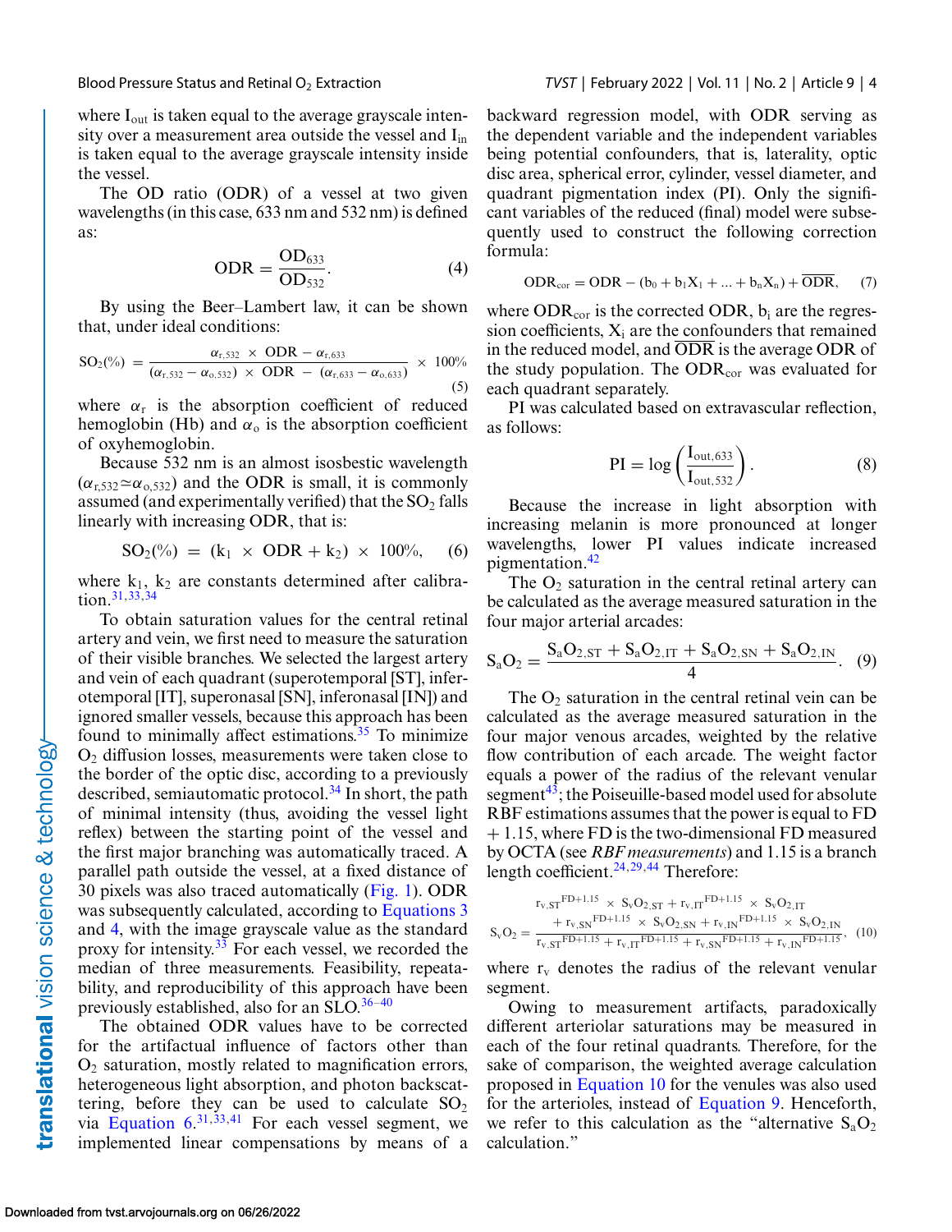where $I_{out}$ is taken equal to the average grayscale intensity over a measurement area outside the vessel and $I_{in}$ is taken equal to the average grayscale intensity inside the vessel.

The OD ratio (ODR) of a vessel at two given wavelengths (in this case, 633 nm and 532 nm) is defined as:

$$\mathrm{ODR} = \frac{\mathrm{OD}_{633}}{\mathrm{OD}_{532}}. \tag{4}$$

By using the Beer–Lambert law, it can be shown that, under ideal conditions:

$$\mathrm{SO_2}(\%) = \frac{\alpha_{r,532} \times \mathrm{ODR} - \alpha_{r,633}}{(\alpha_{r,532} - \alpha_{o,532}) \times \mathrm{ODR} - (\alpha_{r,633} - \alpha_{o,633})} \times 100\% \tag{5}$$

where $\alpha_r$ is the absorption coefficient of reduced hemoglobin (Hb) and $\alpha_o$ is the absorption coefficient of oxyhemoglobin.

Because 532 nm is an almost isosbestic wavelength ($\alpha_{r,532} \simeq \alpha_{o,532}$) and the ODR is small, it is commonly assumed (and experimentally verified) that the $SO_2$ falls linearly with increasing ODR, that is:

$$\mathrm{SO_2}(\%) = (k_1 \times \mathrm{ODR} + k_2) \times 100\%, \tag{6}$$

where $k_1$, $k_2$ are constants determined after calibration.[31,33,34]

To obtain saturation values for the central retinal artery and vein, we first need to measure the saturation of their visible branches. We selected the largest artery and vein of each quadrant (superotemporal [ST], inferotemporal [IT], superonasal [SN], inferonasal [IN]) and ignored smaller vessels, because this approach has been found to minimally affect estimations.[35] To minimize $O_2$ diffusion losses, measurements were taken close to the border of the optic disc, according to a previously described, semiautomatic protocol.[34] In short, the path of minimal intensity (thus, avoiding the vessel light reflex) between the starting point of the vessel and the first major branching was automatically traced. A parallel path outside the vessel, at a fixed distance of 30 pixels was also traced automatically (Fig. 1). ODR was subsequently calculated, according to Equations 3 and 4, with the image grayscale value as the standard proxy for intensity.[33] For each vessel, we recorded the median of three measurements. Feasibility, repeatability, and reproducibility of this approach have been previously established, also for an SLO.[36–40]

The obtained ODR values have to be corrected for the artifactual influence of factors other than $O_2$ saturation, mostly related to magnification errors, heterogeneous light absorption, and photon backscattering, before they can be used to calculate $SO_2$ via Equation 6.[31,33,41] For each vessel segment, we implemented linear compensation by means of a backward regression model, with ODR serving as the dependent variable and the independent variables being potential confounders, that is, laterality, optic disc area, spherical error, cylinder, vessel diameter, and quadrant pigmentation index (PI). Only the significant variables of the reduced (final) model were subsequently used to construct the following correction formula:

$$\mathrm{ODR_{cor}} = \mathrm{ODR} - (b_0 + b_1X_1 + \ldots + b_nX_n) + \overline{\mathrm{ODR}}, \tag{7}$$

where $\mathrm{ODR_{cor}}$ is the corrected ODR, $b_i$ are the regression coefficients, $X_i$ are the confounders that remained in the reduced model, and $\overline{\mathrm{ODR}}$ is the average ODR of the study population. The $\mathrm{ODR_{cor}}$ was evaluated for each quadrant separately.

PI was calculated based on extravascular reflection, as follows:

$$\mathrm{PI} = \log\left(\frac{I_{out,633}}{I_{out,532}}\right). \tag{8}$$

Because the increase in light absorption with increasing melanin is more pronounced at longer wavelengths, lower PI values indicate increased pigmentation.[42]

The $O_2$ saturation in the central retinal artery can be calculated as the average measured saturation in the four major arterial arcades:

$$\mathrm{S_aO_2} = \frac{\mathrm{S_aO_{2,ST}} + \mathrm{S_aO_{2,IT}} + \mathrm{S_aO_{2,SN}} + \mathrm{S_aO_{2,IN}}}{4}. \tag{9}$$

The $O_2$ saturation in the central retinal vein can be calculated as the average measured saturation in the four major venous arcades, weighted by the relative flow contribution of each arcade. The weight factor equals a power of the radius of the relevant venular segment[43]; the Poiseuille-based model used for absolute RBF estimations assumes that the power is equal to FD + 1.15, where FD is the two-dimensional FD measured by OCTA (see *RBF measurements*) and 1.15 is a branch length coefficient.[24,29,44] Therefore:

$$\mathrm{S_vO_2} = \frac{r_{v,ST}^{FD+1.15} \times \mathrm{S_vO_{2,ST}} + r_{v,IT}^{FD+1.15} \times \mathrm{S_vO_{2,IT}} + r_{v,SN}^{FD+1.15} \times \mathrm{S_vO_{2,SN}} + r_{v,IN}^{FD+1.15} \times \mathrm{S_vO_{2,IN}}}{r_{v,ST}^{FD+1.15} + r_{v,IT}^{FD+1.15} + r_{v,SN}^{FD+1.15} + r_{v,IN}^{FD+1.15}}, \tag{10}$$

where $r_v$ denotes the radius of the relevant venular segment.

Owing to measurement artifacts, paradoxically different arteriolar saturations may be measured in each of the four retinal quadrants. Therefore, for the sake of comparison, the weighted average calculation proposed in Equation 10 for the venules was also used for the arterioles, instead of Equation 9. Henceforth, we refer to this calculation as the "alternative $S_aO_2$ calculation."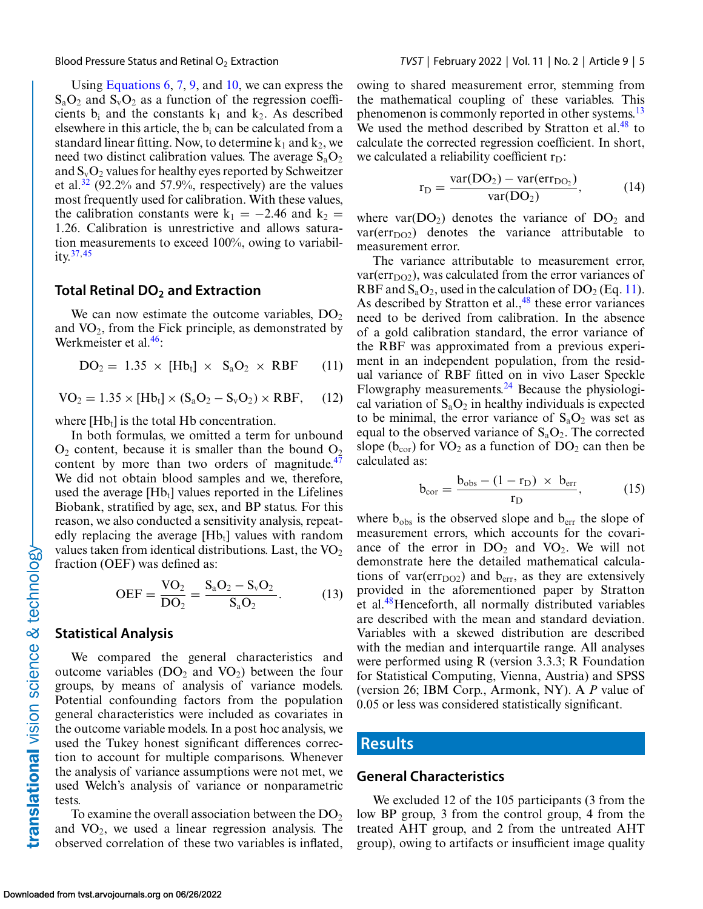Using Equations 6, 7, 9, and 10, we can express the $S_aO_2$ and $S_vO_2$ as a function of the regression coefficients $b_i$ and the constants $k_1$ and $k_2$. As described elsewhere in this article, the $b_i$ can be calculated from a standard linear fitting. Now, to determine $k_1$ and $k_2$, we need two distinct calibration values. The average $S_aO_2$ and $S_vO_2$ values for healthy eyes reported by Schweitzer et al.[32] (92.2% and 57.9%, respectively) are the values most frequently used for calibration. With these values, the calibration constants were $k_1 = -2.46$ and $k_2 = 1.26$. Calibration is unrestrictive and allows saturation measurements to exceed 100%, owing to variability.[37,45]

## Total Retinal $DO_2$ and Extraction

We can now estimate the outcome variables, $DO_2$ and $VO_2$, from the Fick principle, as demonstrated by Werkmeister et al.[46]:

$$DO_2 = 1.35 \times [Hb_t] \times S_aO_2 \times RBF \tag{11}$$

$$VO_2 = 1.35 \times [Hb_t] \times (S_aO_2 - S_vO_2) \times RBF, \tag{12}$$

where $[Hb_t]$ is the total Hb concentration.

In both formulas, we omitted a term for unbound $O_2$ content, because it is smaller than the bound $O_2$ content by more than two orders of magnitude.[47] We did not obtain blood samples and we, therefore, used the average $[Hb_t]$ values reported in the Lifelines Biobank, stratified by age, sex, and BP status. For this reason, we also conducted a sensitivity analysis, repeatedly replacing the average $[Hb_t]$ values with random values taken from identical distributions. Last, the $VO_2$ fraction (OEF) was defined as:

$$OEF = \frac{VO_2}{DO_2} = \frac{S_aO_2 - S_vO_2}{S_aO_2}. \tag{13}$$

## Statistical Analysis

We compared the general characteristics and outcome variables ($DO_2$ and $VO_2$) between the four groups, by means of analysis of variance models. Potential confounding factors from the population general characteristics were included as covariates in the outcome variable models. In a post hoc analysis, we used the Tukey honest significant differences correction to account for multiple comparisons. Whenever the analysis of variance assumptions were not met, we used Welch's analysis of variance or nonparametric tests.

To examine the overall association between the $DO_2$ and $VO_2$, we used a linear regression analysis. The observed correlation of these two variables is inflated, owing to shared measurement error, stemming from the mathematical coupling of these variables. This phenomenon is commonly reported in other systems.[13] We used the method described by Stratton et al.[48] to calculate the corrected regression coefficient. In short, we calculated a reliability coefficient $r_D$:

$$r_D = \frac{var(DO_2) - var(err_{DO_2})}{var(DO_2)}, \tag{14}$$

where $var(DO_2)$ denotes the variance of $DO_2$ and $var(err_{DO2})$ denotes the variance attributable to measurement error.

The variance attributable to measurement error, $var(err_{DO2})$, was calculated from the error variances of RBF and $S_aO_2$, used in the calculation of $DO_2$ (Eq. 11). As described by Stratton et al.,[48] these error variances need to be derived from calibration. In the absence of a gold calibration standard, the error variance of the RBF was approximated from a previous experiment in an independent population, from the residual variance of RBF fitted on in vivo Laser Speckle Flowgraphy measurements.[24] Because the physiological variation of $S_aO_2$ in healthy individuals is expected to be minimal, the error variance of $S_aO_2$ was set as equal to the observed variance of $S_aO_2$. The corrected slope ($b_{cor}$) for $VO_2$ as a function of $DO_2$ can then be calculated as:

$$b_{cor} = \frac{b_{obs} - (1 - r_D) \times b_{err}}{r_D}, \tag{15}$$

where $b_{obs}$ is the observed slope and $b_{err}$ the slope of measurement errors, which accounts for the covariance of the error in $DO_2$ and $VO_2$. We will not demonstrate here the detailed mathematical calculations of $var(err_{DO2})$ and $b_{err}$, as they are extensively provided in the aforementioned paper by Stratton et al.[48]Henceforth, all normally distributed variables are described with the mean and standard deviation. Variables with a skewed distribution are described with the median and interquartile range. All analyses were performed using R (version 3.3.3; R Foundation for Statistical Computing, Vienna, Austria) and SPSS (version 26; IBM Corp., Armonk, NY). A *P* value of 0.05 or less was considered statistically significant.

# Results

## General Characteristics

We excluded 12 of the 105 participants (3 from the low BP group, 3 from the control group, 4 from the treated AHT group, and 2 from the untreated AHT group), owing to artifacts or insufficient image quality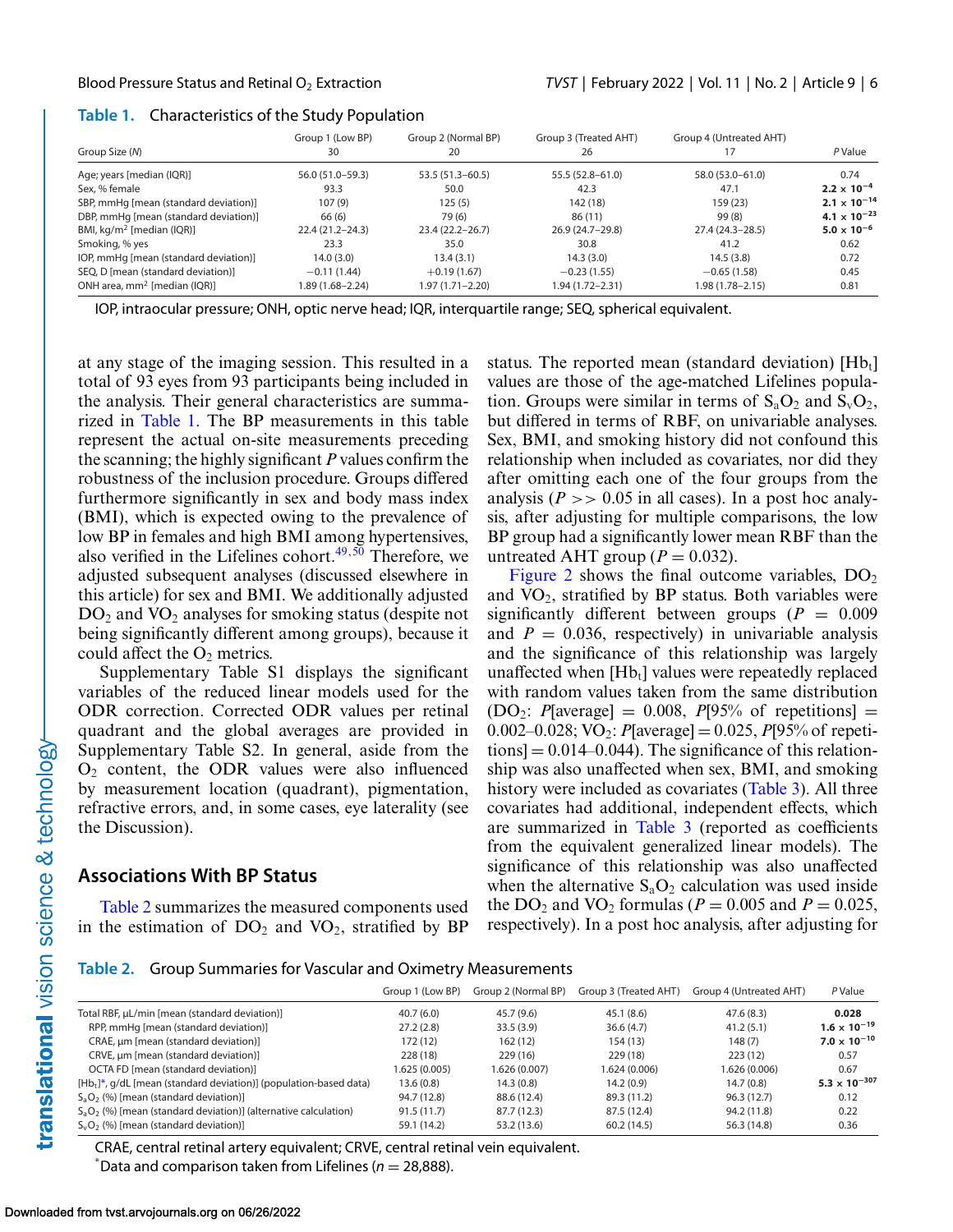**Table 1.** Characteristics of the Study Population

| Group Size (N) | Group 1 (Low BP) 30 | Group 2 (Normal BP) 20 | Group 3 (Treated AHT) 26 | Group 4 (Untreated AHT) 17 | P Value |
|---|---|---|---|---|---|
| Age; years [median (IQR)] | 56.0 (51.0–59.3) | 53.5 (51.3–60.5) | 55.5 (52.8–61.0) | 58.0 (53.0–61.0) | 0.74 |
| Sex, % female | 93.3 | 50.0 | 42.3 | 47.1 | **$2.2 \times 10^{-4}$** |
| SBP, mmHg [mean (standard deviation)] | 107 (9) | 125 (5) | 142 (18) | 159 (23) | **$2.1 \times 10^{-14}$** |
| DBP, mmHg [mean (standard deviation)] | 66 (6) | 79 (6) | 86 (11) | 99 (8) | **$4.1 \times 10^{-23}$** |
| BMI, kg/m$^2$ [median (IQR)] | 22.4 (21.2–24.3) | 23.4 (22.2–26.7) | 26.9 (24.7–29.8) | 27.4 (24.3–28.5) | **$5.0 \times 10^{-6}$** |
| Smoking, % yes | 23.3 | 35.0 | 30.8 | 41.2 | 0.62 |
| IOP, mmHg [mean (standard deviation)] | 14.0 (3.0) | 13.4 (3.1) | 14.3 (3.0) | 14.5 (3.8) | 0.72 |
| SEQ, D [mean (standard deviation)] | −0.11 (1.44) | +0.19 (1.67) | −0.23 (1.55) | −0.65 (1.58) | 0.45 |
| ONH area, mm$^2$ [median (IQR)] | 1.89 (1.68–2.24) | 1.97 (1.71–2.20) | 1.94 (1.72–2.31) | 1.98 (1.78–2.15) | 0.81 |

IOP, intraocular pressure; ONH, optic nerve head; IQR, interquartile range; SEQ, spherical equivalent.

at any stage of the imaging session. This resulted in a total of 93 eyes from 93 participants being included in the analysis. Their general characteristics are summarized in Table 1. The BP measurements in this table represent the actual on-site measurements preceding the scanning; the highly significant P values confirm the robustness of the inclusion procedure. Groups differed furthermore significantly in sex and body mass index (BMI), which is expected owing to the prevalence of low BP in females and high BMI among hypertensives, also verified in the Lifelines cohort.[49,50] Therefore, we adjusted subsequent analyses (discussed elsewhere in this article) for sex and BMI. We additionally adjusted $DO_2$ and $VO_2$ analyses for smoking status (despite not being significantly different among groups), because it could affect the $O_2$ metrics.

Supplementary Table S1 displays the significant variables of the reduced linear models used for the ODR correction. Corrected ODR values per retinal quadrant and the global averages are provided in Supplementary Table S2. In general, aside from the $O_2$ content, the ODR values were also influenced by measurement location (quadrant), pigmentation, refractive errors, and, in some cases, eye laterality (see the Discussion).

## Associations With BP Status

Table 2 summarizes the measured components used in the estimation of $DO_2$ and $VO_2$, stratified by BP status. The reported mean (standard deviation) [$Hb_t$] values are those of the age-matched Lifelines population. Groups were similar in terms of $S_aO_2$ and $S_vO_2$, but differed in terms of RBF, on univariable analyses. Sex, BMI, and smoking history did not confound this relationship when included as covariates, nor did they after omitting each one of the four groups from the analysis ($P >> 0.05$ in all cases). In a post hoc analysis, after adjusting for multiple comparisons, the low BP group had a significantly lower mean RBF than the untreated AHT group ($P = 0.032$).

Figure 2 shows the final outcome variables, $DO_2$ and $VO_2$, stratified by BP status. Both variables were significantly different between groups ($P = 0.009$ and $P = 0.036$, respectively) in univariable analysis and the significance of this relationship was largely unaffected when [$Hb_t$] values were repeatedly replaced with random values taken from the same distribution ($DO_2$: $P$[average] $= 0.008$, $P$[95% of repetitions] $=$ 0.002–0.028; $VO_2$: $P$[average] $= 0.025$, $P$[95% of repetitions] $=$ 0.014–0.044). The significance of this relationship was also unaffected when sex, BMI, and smoking history were included as covariates (Table 3). All three covariates had additional, independent effects, which are summarized in Table 3 (reported as coefficients from the equivalent generalized linear models). The significance of this relationship was also unaffected when the alternative $S_aO_2$ calculation was used inside the $DO_2$ and $VO_2$ formulas ($P = 0.005$ and $P = 0.025$, respectively). In a post hoc analysis, after adjusting for

**Table 2.** Group Summaries for Vascular and Oximetry Measurements

| | Group 1 (Low BP) | Group 2 (Normal BP) | Group 3 (Treated AHT) | Group 4 (Untreated AHT) | P Value |
|---|---|---|---|---|---|
| Total RBF, µL/min [mean (standard deviation)] | 40.7 (6.0) | 45.7 (9.6) | 45.1 (8.6) | 47.6 (8.3) | **0.028** |
| RPP, mmHg [mean (standard deviation)] | 27.2 (2.8) | 33.5 (3.9) | 36.6 (4.7) | 41.2 (5.1) | **$1.6 \times 10^{-19}$** |
| CRAE, µm [mean (standard deviation)] | 172 (12) | 162 (12) | 154 (13) | 148 (7) | **$7.0 \times 10^{-10}$** |
| CRVE, µm [mean (standard deviation)] | 228 (18) | 229 (16) | 229 (18) | 223 (12) | 0.57 |
| OCTA FD [mean (standard deviation)] | 1.625 (0.005) | 1.626 (0.007) | 1.624 (0.006) | 1.626 (0.006) | 0.67 |
| [$Hb_t$]*, g/dL [mean (standard deviation)] (population-based data) | 13.6 (0.8) | 14.3 (0.8) | 14.2 (0.9) | 14.7 (0.8) | **$5.3 \times 10^{-307}$** |
| $S_aO_2$ (%) [mean (standard deviation)] | 94.7 (12.8) | 88.6 (12.4) | 89.3 (11.2) | 96.3 (12.7) | 0.12 |
| $S_aO_2$ (%) [mean (standard deviation)] (alternative calculation) | 91.5 (11.7) | 87.7 (12.3) | 87.5 (12.4) | 94.2 (11.8) | 0.22 |
| $S_vO_2$ (%) [mean (standard deviation)] | 59.1 (14.2) | 53.2 (13.6) | 60.2 (14.5) | 56.3 (14.8) | 0.36 |

CRAE, central retinal artery equivalent; CRVE, central retinal vein equivalent.
*Data and comparison taken from Lifelines ($n = 28{,}888$).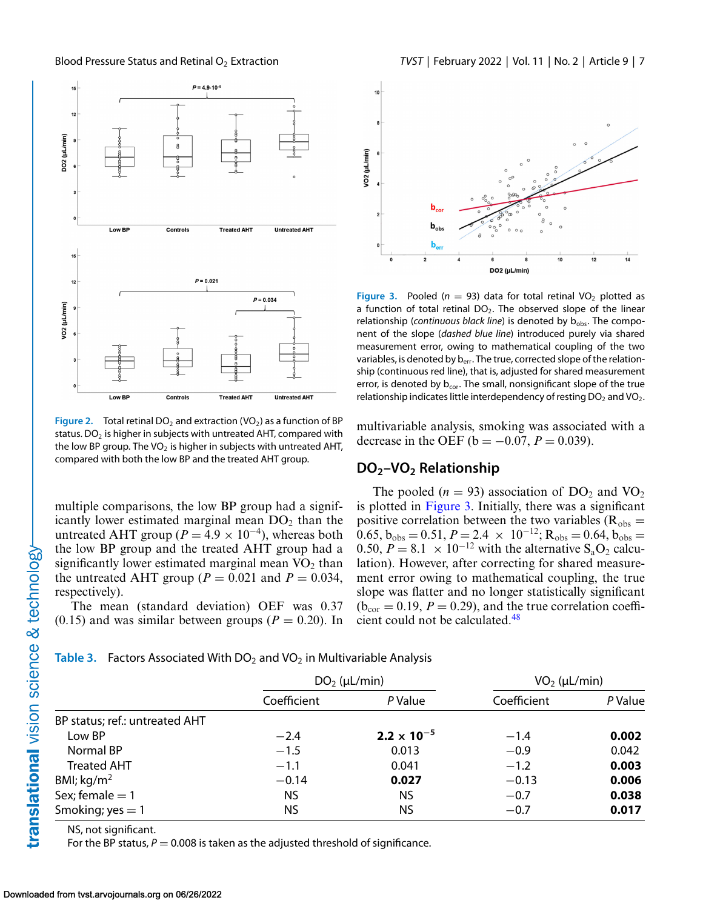Figure 2. Total retinal $DO_2$ and extraction ($VO_2$) as a function of BP status. $DO_2$ is higher in subjects with untreated AHT, compared with the low BP group. The $VO_2$ is higher in subjects with untreated AHT, compared with both the low BP and the treated AHT group.

Figure 3. Pooled ($n = 93$) data for total retinal $VO_2$ plotted as a function of total retinal $DO_2$. The observed slope of the linear relationship (*continuous black line*) is denoted by $b_{obs}$. The component of the slope (*dashed blue line*) introduced purely via shared measurement error, owing to mathematical coupling of the two variables, is denoted by $b_{err}$. The true, corrected slope of the relationship (continuous red line), that is, adjusted for shared measurement error, is denoted by $b_{cor}$. The small, nonsignificant slope of the true relationship indicates little interdependency of resting $DO_2$ and $VO_2$.

multiple comparisons, the low BP group had a significantly lower estimated marginal mean $DO_2$ than the untreated AHT group ($P = 4.9 \times 10^{-4}$), whereas both the low BP group and the treated AHT group had a significantly lower estimated marginal mean $VO_2$ than the untreated AHT group ($P = 0.021$ and $P = 0.034$, respectively).

The mean (standard deviation) OEF was 0.37 (0.15) and was similar between groups ($P = 0.20$). In multivariable analysis, smoking was associated with a decrease in the OEF ($b = -0.07$, $P = 0.039$).

## $DO_2$–$VO_2$ Relationship

The pooled ($n = 93$) association of $DO_2$ and $VO_2$ is plotted in Figure 3. Initially, there was a significant positive correlation between the two variables ($R_{obs} = 0.65$, $b_{obs} = 0.51$, $P = 2.4 \times 10^{-12}$; $R_{obs} = 0.64$, $b_{obs} = 0.50$, $P = 8.1 \times 10^{-12}$ with the alternative $S_aO_2$ calculation). However, after correcting for shared measurement error owing to mathematical coupling, the true slope was flatter and no longer statistically significant ($b_{cor} = 0.19$, $P = 0.29$), and the true correlation coefficient could not be calculated.[48]

Table 3. Factors Associated With $DO_2$ and $VO_2$ in Multivariable Analysis

| | $DO_2$ (µL/min) | | $VO_2$ (µL/min) | |
|---|---|---|---|---|
| | Coefficient | *P* Value | Coefficient | *P* Value |
| BP status; ref.: untreated AHT | | | | |
| Low BP | −2.4 | **$2.2 \times 10^{-5}$** | −1.4 | **0.002** |
| Normal BP | −1.5 | 0.013 | −0.9 | 0.042 |
| Treated AHT | −1.1 | 0.041 | −1.2 | **0.003** |
| BMI; kg/m² | −0.14 | **0.027** | −0.13 | **0.006** |
| Sex; female = 1 | NS | NS | −0.7 | **0.038** |
| Smoking; yes = 1 | NS | NS | −0.7 | **0.017** |

NS, not significant.
For the BP status, $P = 0.008$ is taken as the adjusted threshold of significance.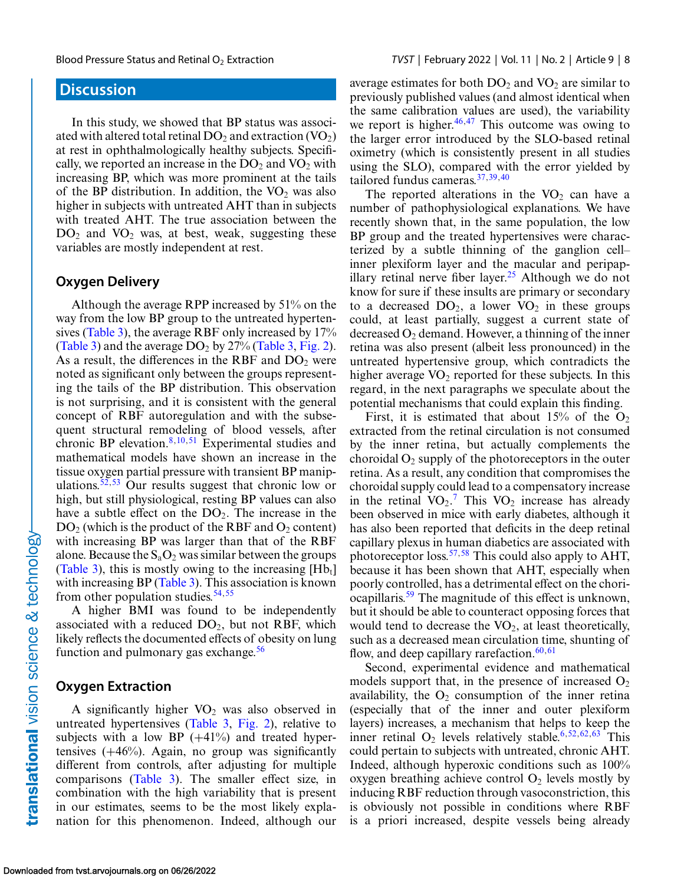## Discussion

In this study, we showed that BP status was associated with altered total retinal $DO_2$ and extraction ($VO_2$) at rest in ophthalmologically healthy subjects. Specifically, we reported an increase in the $DO_2$ and $VO_2$ with increasing BP, which was more prominent at the tails of the BP distribution. In addition, the $VO_2$ was also higher in subjects with untreated AHT than in subjects with treated AHT. The true association between the $DO_2$ and $VO_2$ was, at best, weak, suggesting these variables are mostly independent at rest.

### Oxygen Delivery

Although the average RPP increased by 51% on the way from the low BP group to the untreated hypertensives (Table 3), the average RBF only increased by 17% (Table 3) and the average $DO_2$ by 27% (Table 3, Fig. 2). As a result, the differences in the RBF and $DO_2$ were noted as significant only between the groups representing the tails of the BP distribution. This observation is not surprising, and it is consistent with the general concept of RBF autoregulation and with the subsequent structural remodeling of blood vessels, after chronic BP elevation.[8,10,51] Experimental studies and mathematical models have shown an increase in the tissue oxygen partial pressure with transient BP manipulations.[52,53] Our results suggest that chronic low or high, but still physiological, resting BP values can also have a subtle effect on the $DO_2$. The increase in the $DO_2$ (which is the product of the RBF and $O_2$ content) with increasing BP was larger than that of the RBF alone. Because the $S_aO_2$ was similar between the groups (Table 3), this is mostly owing to the increasing [$Hb_t$] with increasing BP (Table 3). This association is known from other population studies.[54,55]

A higher BMI was found to be independently associated with a reduced $DO_2$, but not RBF, which likely reflects the documented effects of obesity on lung function and pulmonary gas exchange.[56]

### Oxygen Extraction

A significantly higher $VO_2$ was also observed in untreated hypertensives (Table 3, Fig. 2), relative to subjects with a low BP (+41%) and treated hypertensives (+46%). Again, no group was significantly different from controls, after adjusting for multiple comparisons (Table 3). The smaller effect size, in combination with the high variability that is present in our estimates, seems to be the most likely explanation for this phenomenon. Indeed, although our average estimates for both $DO_2$ and $VO_2$ are similar to previously published values (and almost identical when the same calibration values are used), the variability we report is higher.[46,47] This outcome was owing to the larger error introduced by the SLO-based retinal oximetry (which is consistently present in all studies using the SLO), compared with the error yielded by tailored fundus cameras.[37,39,40]

The reported alterations in the $VO_2$ can have a number of pathophysiological explanations. We have recently shown that, in the same population, the low BP group and the treated hypertensives were characterized by a subtle thinning of the ganglion cell–inner plexiform layer and the macular and peripapillary retinal nerve fiber layer.[25] Although we do not know for sure if these insults are primary or secondary to a decreased $DO_2$, a lower $VO_2$ in these groups could, at least partially, suggest a current state of decreased $O_2$ demand. However, a thinning of the inner retina was also present (albeit less pronounced) in the untreated hypertensive group, which contradicts the higher average $VO_2$ reported for these subjects. In this regard, in the next paragraphs we speculate about the potential mechanisms that could explain this finding.

First, it is estimated that about 15% of the $O_2$ extracted from the retinal circulation is not consumed by the inner retina, but actually complements the choroidal $O_2$ supply of the photoreceptors in the outer retina. As a result, any condition that compromises the choroidal supply could lead to a compensatory increase in the retinal $VO_2$.[7] This $VO_2$ increase has already been observed in mice with early diabetes, although it has also been reported that deficits in the deep retinal capillary plexus in human diabetics are associated with photoreceptor loss.[57,58] This could also apply to AHT, because it has been shown that AHT, especially when poorly controlled, has a detrimental effect on the choriocapillaris.[59] The magnitude of this effect is unknown, but it should be able to counteract opposing forces that would tend to decrease the $VO_2$, at least theoretically, such as a decreased mean circulation time, shunting of flow, and deep capillary rarefaction.[60,61]

Second, experimental evidence and mathematical models support that, in the presence of increased $O_2$ availability, the $O_2$ consumption of the inner retina (especially that of the inner and outer plexiform layers) increases, a mechanism that helps to keep the inner retinal $O_2$ levels relatively stable.[6,52,62,63] This could pertain to subjects with untreated, chronic AHT. Indeed, although hyperoxic conditions such as 100% oxygen breathing achieve control $O_2$ levels mostly by inducing RBF reduction through vasoconstriction, this is obviously not possible in conditions where RBF is a priori increased, despite vessels being already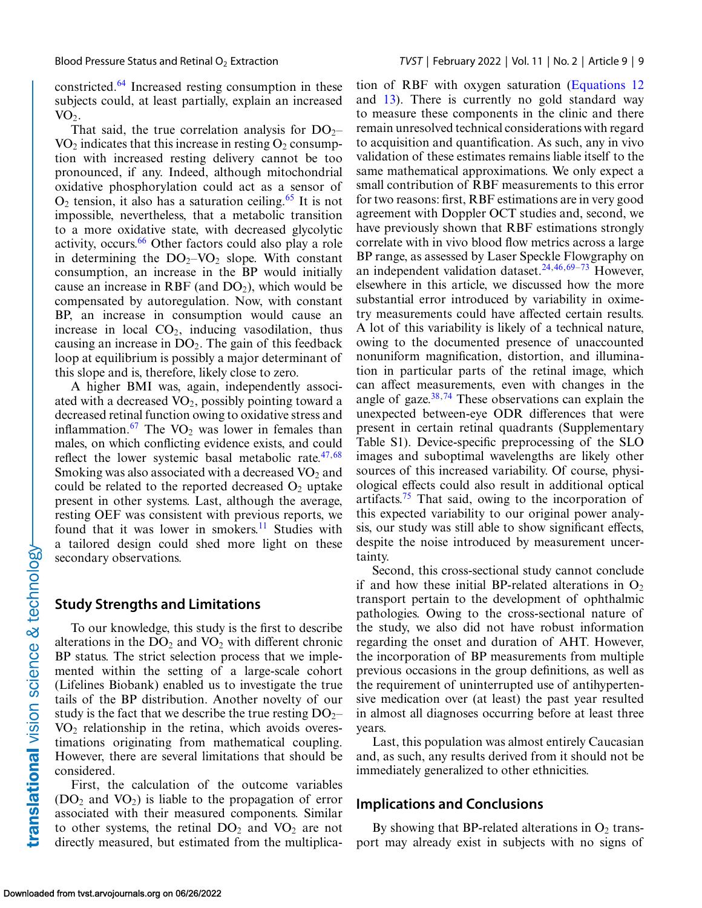constricted.[64] Increased resting consumption in these subjects could, at least partially, explain an increased $VO_2$.

That said, the true correlation analysis for $DO_2$–$VO_2$ indicates that this increase in resting $O_2$ consumption with increased resting delivery cannot be too pronounced, if any. Indeed, although mitochondrial oxidative phosphorylation could act as a sensor of $O_2$ tension, it also has a saturation ceiling.[65] It is not impossible, nevertheless, that a metabolic transition to a more oxidative state, with decreased glycolytic activity, occurs.[66] Other factors could also play a role in determining the $DO_2$–$VO_2$ slope. With constant consumption, an increase in the BP would initially cause an increase in RBF (and $DO_2$), which would be compensated by autoregulation. Now, with constant BP, an increase in consumption would cause an increase in local $CO_2$, inducing vasodilation, thus causing an increase in $DO_2$. The gain of this feedback loop at equilibrium is possibly a major determinant of this slope and is, therefore, likely close to zero.

A higher BMI was, again, independently associated with a decreased $VO_2$, possibly pointing toward a decreased retinal function owing to oxidative stress and inflammation.[67] The $VO_2$ was lower in females than males, on which conflicting evidence exists, and could reflect the lower systemic basal metabolic rate.[47,68] Smoking was also associated with a decreased $VO_2$ and could be related to the reported decreased $O_2$ uptake present in other systems. Last, although the average, resting OEF was consistent with previous reports, we found that it was lower in smokers.[11] Studies with a tailored design could shed more light on these secondary observations.

## Study Strengths and Limitations

To our knowledge, this study is the first to describe alterations in the $DO_2$ and $VO_2$ with different chronic BP status. The strict selection process that we implemented within the setting of a large-scale cohort (Lifelines Biobank) enabled us to investigate the true tails of the BP distribution. Another novelty of our study is the fact that we describe the true resting $DO_2$–$VO_2$ relationship in the retina, which avoids overestimations originating from mathematical coupling. However, there are several limitations that should be considered.

First, the calculation of the outcome variables ($DO_2$ and $VO_2$) is liable to the propagation of error associated with their measured components. Similar to other systems, the retinal $DO_2$ and $VO_2$ are not directly measured, but estimated from the multiplication of RBF with oxygen saturation (Equations 12 and 13). There is currently no gold standard way to measure these components in the clinic and there remain unresolved technical considerations with regard to acquisition and quantification. As such, any in vivo validation of these estimates remains liable itself to the same mathematical approximations. We only expect a small contribution of RBF measurements to this error for two reasons: first, RBF estimations are in very good agreement with Doppler OCT studies and, second, we have previously shown that RBF estimations strongly correlate with in vivo blood flow metrics across a large BP range, as assessed by Laser Speckle Flowgraphy on an independent validation dataset.[24,46,69–73] However, elsewhere in this article, we discussed how the more substantial error introduced by variability in oximetry measurements could have affected certain results. A lot of this variability is likely of a technical nature, owing to the documented presence of unaccounted nonuniform magnification, distortion, and illumination in particular parts of the retinal image, which can affect measurements, even with changes in the angle of gaze.[38,74] These observations can explain the unexpected between-eye ODR differences that were present in certain retinal quadrants (Supplementary Table S1). Device-specific preprocessing of the SLO images and suboptimal wavelengths are likely other sources of this increased variability. Of course, physiological effects could also result in additional optical artifacts.[75] That said, owing to the incorporation of this expected variability to our original power analysis, our study was still able to show significant effects, despite the noise introduced by measurement uncertainty.

Second, this cross-sectional study cannot conclude if and how these initial BP-related alterations in $O_2$ transport pertain to the development of ophthalmic pathologies. Owing to the cross-sectional nature of the study, we also did not have robust information regarding the onset and duration of AHT. However, the incorporation of BP measurements from multiple previous occasions in the group definitions, as well as the requirement of uninterrupted use of antihypertensive medication over (at least) the past year resulted in almost all diagnoses occurring before at least three years.

Last, this population was almost entirely Caucasian and, as such, any results derived from it should not be immediately generalized to other ethnicities.

## Implications and Conclusions

By showing that BP-related alterations in $O_2$ transport may already exist in subjects with no signs of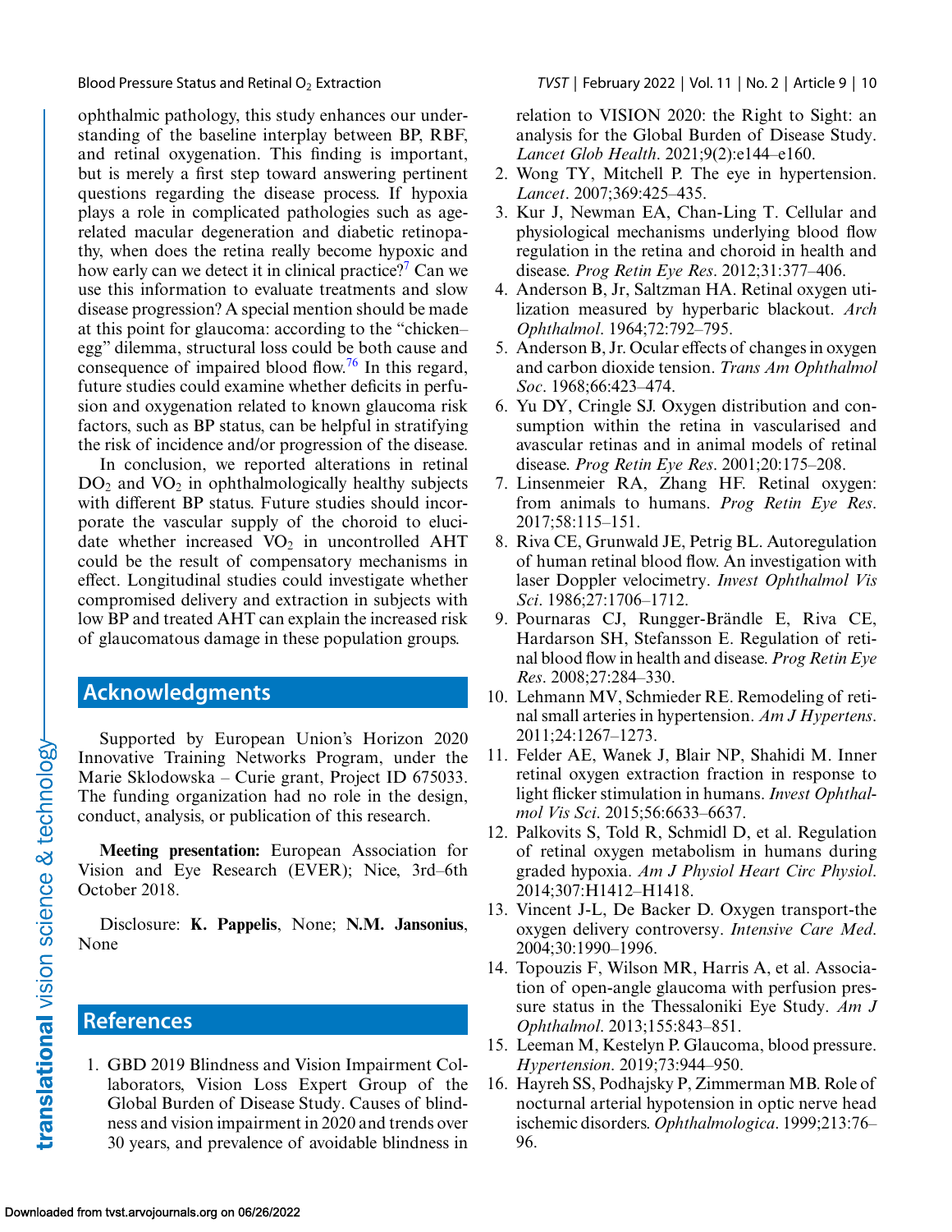ophthalmic pathology, this study enhances our understanding of the baseline interplay between BP, RBF, and retinal oxygenation. This finding is important, but is merely a first step toward answering pertinent questions regarding the disease process. If hypoxia plays a role in complicated pathologies such as age-related macular degeneration and diabetic retinopathy, when does the retina really become hypoxic and how early can we detect it in clinical practice?[7] Can we use this information to evaluate treatments and slow disease progression? A special mention should be made at this point for glaucoma: according to the "chicken–egg" dilemma, structural loss could be both cause and consequence of impaired blood flow.[76] In this regard, future studies could examine whether deficits in perfusion and oxygenation related to known glaucoma risk factors, such as BP status, can be helpful in stratifying the risk of incidence and/or progression of the disease.

In conclusion, we reported alterations in retinal $DO_2$ and $VO_2$ in ophthalmologically healthy subjects with different BP status. Future studies should incorporate the vascular supply of the choroid to elucidate whether increased $VO_2$ in uncontrolled AHT could be the result of compensatory mechanisms in effect. Longitudinal studies could investigate whether compromised delivery and extraction in subjects with low BP and treated AHT can explain the increased risk of glaucomatous damage in these population groups.

## Acknowledgments

Supported by European Union's Horizon 2020 Innovative Training Networks Program, under the Marie Sklodowska – Curie grant, Project ID 675033. The funding organization had no role in the design, conduct, analysis, or publication of this research.

**Meeting presentation:** European Association for Vision and Eye Research (EVER); Nice, 3rd–6th October 2018.

Disclosure: **K. Pappelis**, None; **N.M. Jansonius**, None

## References

1. GBD 2019 Blindness and Vision Impairment Collaborators, Vision Loss Expert Group of the Global Burden of Disease Study. Causes of blindness and vision impairment in 2020 and trends over 30 years, and prevalence of avoidable blindness in relation to VISION 2020: the Right to Sight: an analysis for the Global Burden of Disease Study. *Lancet Glob Health*. 2021;9(2):e144–e160.
2. Wong TY, Mitchell P. The eye in hypertension. *Lancet*. 2007;369:425–435.
3. Kur J, Newman EA, Chan-Ling T. Cellular and physiological mechanisms underlying blood flow regulation in the retina and choroid in health and disease. *Prog Retin Eye Res*. 2012;31:377–406.
4. Anderson B, Jr, Saltzman HA. Retinal oxygen utilization measured by hyperbaric blackout. *Arch Ophthalmol*. 1964;72:792–795.
5. Anderson B, Jr. Ocular effects of changes in oxygen and carbon dioxide tension. *Trans Am Ophthalmol Soc*. 1968;66:423–474.
6. Yu DY, Cringle SJ. Oxygen distribution and consumption within the retina in vascularised and avascular retinas and in animal models of retinal disease. *Prog Retin Eye Res*. 2001;20:175–208.
7. Linsenmeier RA, Zhang HF. Retinal oxygen: from animals to humans. *Prog Retin Eye Res*. 2017;58:115–151.
8. Riva CE, Grunwald JE, Petrig BL. Autoregulation of human retinal blood flow. An investigation with laser Doppler velocimetry. *Invest Ophthalmol Vis Sci*. 1986;27:1706–1712.
9. Pournaras CJ, Rungger-Brändle E, Riva CE, Hardarson SH, Stefansson E. Regulation of retinal blood flow in health and disease. *Prog Retin Eye Res*. 2008;27:284–330.
10. Lehmann MV, Schmieder RE. Remodeling of retinal small arteries in hypertension. *Am J Hypertens*. 2011;24:1267–1273.
11. Felder AE, Wanek J, Blair NP, Shahidi M. Inner retinal oxygen extraction fraction in response to light flicker stimulation in humans. *Invest Ophthalmol Vis Sci*. 2015;56:6633–6637.
12. Palkovits S, Told R, Schmidl D, et al. Regulation of retinal oxygen metabolism in humans during graded hypoxia. *Am J Physiol Heart Circ Physiol*. 2014;307:H1412–H1418.
13. Vincent J-L, De Backer D. Oxygen transport-the oxygen delivery controversy. *Intensive Care Med*. 2004;30:1990–1996.
14. Topouzis F, Wilson MR, Harris A, et al. Association of open-angle glaucoma with perfusion pressure status in the Thessaloniki Eye Study. *Am J Ophthalmol*. 2013;155:843–851.
15. Leeman M, Kestelyn P. Glaucoma, blood pressure. *Hypertension*. 2019;73:944–950.
16. Hayreh SS, Podhajsky P, Zimmerman MB. Role of nocturnal arterial hypotension in optic nerve head ischemic disorders. *Ophthalmologica*. 1999;213:76–96.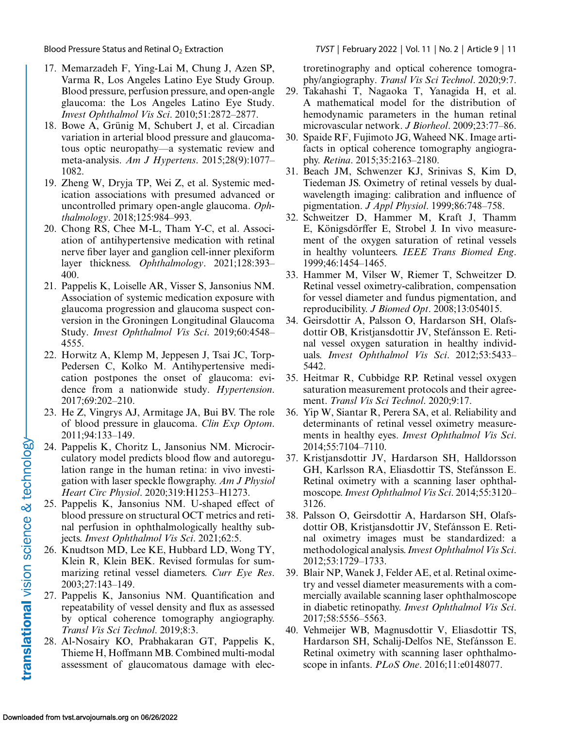17. Memarzadeh F, Ying-Lai M, Chung J, Azen SP, Varma R, Los Angeles Latino Eye Study Group. Blood pressure, perfusion pressure, and open-angle glaucoma: the Los Angeles Latino Eye Study. *Invest Ophthalmol Vis Sci*. 2010;51:2872–2877.
18. Bowe A, Grünig M, Schubert J, et al. Circadian variation in arterial blood pressure and glaucomatous optic neuropathy—a systematic review and meta-analysis. *Am J Hypertens*. 2015;28(9):1077–1082.
19. Zheng W, Dryja TP, Wei Z, et al. Systemic medication associations with presumed advanced or uncontrolled primary open-angle glaucoma. *Ophthalmology*. 2018;125:984–993.
20. Chong RS, Chee M-L, Tham Y-C, et al. Association of antihypertensive medication with retinal nerve fiber layer and ganglion cell-inner plexiform layer thickness. *Ophthalmology*. 2021;128:393–400.
21. Pappelis K, Loiselle AR, Visser S, Jansonius NM. Association of systemic medication exposure with glaucoma progression and glaucoma suspect conversion in the Groningen Longitudinal Glaucoma Study. *Invest Ophthalmol Vis Sci*. 2019;60:4548–4555.
22. Horwitz A, Klemp M, Jeppesen J, Tsai JC, Torp-Pedersen C, Kolko M. Antihypertensive medication postpones the onset of glaucoma: evidence from a nationwide study. *Hypertension*. 2017;69:202–210.
23. He Z, Vingrys AJ, Armitage JA, Bui BV. The role of blood pressure in glaucoma. *Clin Exp Optom*. 2011;94:133–149.
24. Pappelis K, Choritz L, Jansonius NM. Microcirculatory model predicts blood flow and autoregulation range in the human retina: in vivo investigation with laser speckle flowgraphy. *Am J Physiol Heart Circ Physiol*. 2020;319:H1253–H1273.
25. Pappelis K, Jansonius NM. U-shaped effect of blood pressure on structural OCT metrics and retinal perfusion in ophthalmologically healthy subjects. *Invest Ophthalmol Vis Sci*. 2021;62:5.
26. Knudtson MD, Lee KE, Hubbard LD, Wong TY, Klein R, Klein BEK. Revised formulas for summarizing retinal vessel diameters. *Curr Eye Res*. 2003;27:143–149.
27. Pappelis K, Jansonius NM. Quantification and repeatability of vessel density and flux as assessed by optical coherence tomography angiography. *Transl Vis Sci Technol*. 2019;8:3.
28. Al-Nosairy KO, Prabhakaran GT, Pappelis K, Thieme H, Hoffmann MB. Combined multi-modal assessment of glaucomatous damage with electroretinography and optical coherence tomography/angiography. *Transl Vis Sci Technol*. 2020;9:7.
29. Takahashi T, Nagaoka T, Yanagida H, et al. A mathematical model for the distribution of hemodynamic parameters in the human retinal microvascular network. *J Biorheol*. 2009;23:77–86.
30. Spaide RF, Fujimoto JG, Waheed NK. Image artifacts in optical coherence tomography angiography. *Retina*. 2015;35:2163–2180.
31. Beach JM, Schwenzer KJ, Srinivas S, Kim D, Tiedeman JS. Oximetry of retinal vessels by dual-wavelength imaging: calibration and influence of pigmentation. *J Appl Physiol*. 1999;86:748–758.
32. Schweitzer D, Hammer M, Kraft J, Thamm E, Königsdörffer E, Strobel J. In vivo measurement of the oxygen saturation of retinal vessels in healthy volunteers. *IEEE Trans Biomed Eng*. 1999;46:1454–1465.
33. Hammer M, Vilser W, Riemer T, Schweitzer D. Retinal vessel oximetry-calibration, compensation for vessel diameter and fundus pigmentation, and reproducibility. *J Biomed Opt*. 2008;13:054015.
34. Geirsdottir A, Palsson O, Hardarson SH, Olafsdottir OB, Kristjansdottir JV, Stefánsson E. Retinal vessel oxygen saturation in healthy individuals. *Invest Ophthalmol Vis Sci*. 2012;53:5433–5442.
35. Heitmar R, Cubbidge RP. Retinal vessel oxygen saturation measurement protocols and their agreement. *Transl Vis Sci Technol*. 2020;9:17.
36. Yip W, Siantar R, Perera SA, et al. Reliability and determinants of retinal vessel oximetry measurements in healthy eyes. *Invest Ophthalmol Vis Sci*. 2014;55:7104–7110.
37. Kristjansdottir JV, Hardarson SH, Halldorsson GH, Karlsson RA, Eliasdottir TS, Stefánsson E. Retinal oximetry with a scanning laser ophthalmoscope. *Invest Ophthalmol Vis Sci*. 2014;55:3120–3126.
38. Palsson O, Geirsdottir A, Hardarson SH, Olafsdottir OB, Kristjansdottir JV, Stefánsson E. Retinal oximetry images must be standardized: a methodological analysis. *Invest Ophthalmol Vis Sci*. 2012;53:1729–1733.
39. Blair NP, Wanek J, Felder AE, et al. Retinal oximetry and vessel diameter measurements with a commercially available scanning laser ophthalmoscope in diabetic retinopathy. *Invest Ophthalmol Vis Sci*. 2017;58:5556–5563.
40. Vehmeijer WB, Magnusdottir V, Eliasdottir TS, Hardarson SH, Schalij-Delfos NE, Stefánsson E. Retinal oximetry with scanning laser ophthalmoscope in infants. *PLoS One*. 2016;11:e0148077.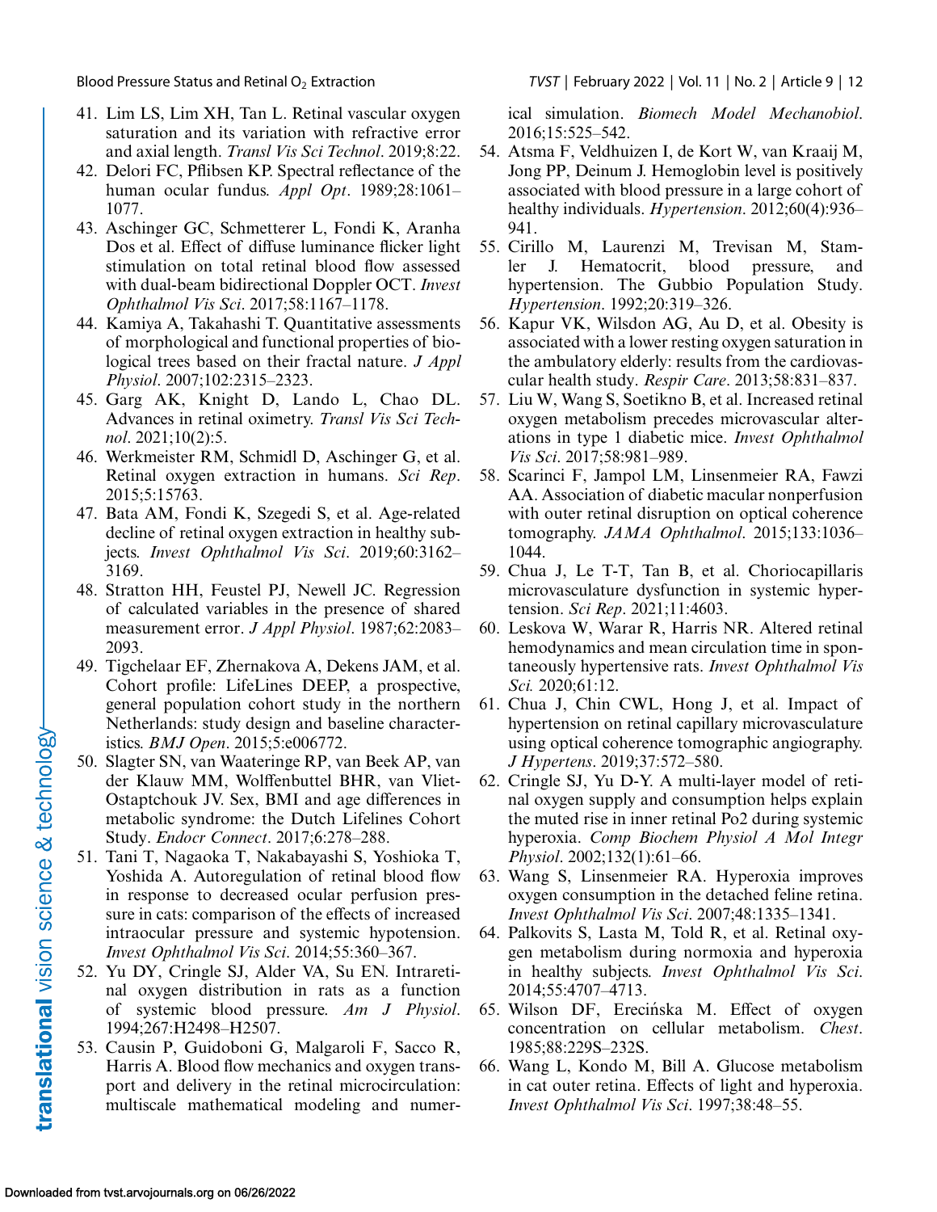41. Lim LS, Lim XH, Tan L. Retinal vascular oxygen saturation and its variation with refractive error and axial length. *Transl Vis Sci Technol*. 2019;8:22.
42. Delori FC, Pflibsen KP. Spectral reflectance of the human ocular fundus. *Appl Opt*. 1989;28:1061–1077.
43. Aschinger GC, Schmetterer L, Fondi K, Aranha Dos et al. Effect of diffuse luminance flicker light stimulation on total retinal blood flow assessed with dual-beam bidirectional Doppler OCT. *Invest Ophthalmol Vis Sci*. 2017;58:1167–1178.
44. Kamiya A, Takahashi T. Quantitative assessments of morphological and functional properties of biological trees based on their fractal nature. *J Appl Physiol*. 2007;102:2315–2323.
45. Garg AK, Knight D, Lando L, Chao DL. Advances in retinal oximetry. *Transl Vis Sci Technol*. 2021;10(2):5.
46. Werkmeister RM, Schmidl D, Aschinger G, et al. Retinal oxygen extraction in humans. *Sci Rep*. 2015;5:15763.
47. Bata AM, Fondi K, Szegedi S, et al. Age-related decline of retinal oxygen extraction in healthy subjects. *Invest Ophthalmol Vis Sci*. 2019;60:3162–3169.
48. Stratton HH, Feustel PJ, Newell JC. Regression of calculated variables in the presence of shared measurement error. *J Appl Physiol*. 1987;62:2083–2093.
49. Tigchelaar EF, Zhernakova A, Dekens JAM, et al. Cohort profile: LifeLines DEEP, a prospective, general population cohort study in the northern Netherlands: study design and baseline characteristics. *BMJ Open*. 2015;5:e006772.
50. Slagter SN, van Waateringe RP, van Beek AP, van der Klauw MM, Wolffenbuttel BHR, van Vliet-Ostaptchouk JV. Sex, BMI and age differences in metabolic syndrome: the Dutch Lifelines Cohort Study. *Endocr Connect*. 2017;6:278–288.
51. Tani T, Nagaoka T, Nakabayashi S, Yoshioka T, Yoshida A. Autoregulation of retinal blood flow in response to decreased ocular perfusion pressure in cats: comparison of the effects of increased intraocular pressure and systemic hypotension. *Invest Ophthalmol Vis Sci*. 2014;55:360–367.
52. Yu DY, Cringle SJ, Alder VA, Su EN. Intraretinal oxygen distribution in rats as a function of systemic blood pressure. *Am J Physiol*. 1994;267:H2498–H2507.
53. Causin P, Guidoboni G, Malgaroli F, Sacco R, Harris A. Blood flow mechanics and oxygen transport and delivery in the retinal microcirculation: multiscale mathematical modeling and numerical simulation. *Biomech Model Mechanobiol*. 2016;15:525–542.
54. Atsma F, Veldhuizen I, de Kort W, van Kraaij M, Jong PP, Deinum J. Hemoglobin level is positively associated with blood pressure in a large cohort of healthy individuals. *Hypertension*. 2012;60(4):936–941.
55. Cirillo M, Laurenzi M, Trevisan M, Stamler J. Hematocrit, blood pressure, and hypertension. The Gubbio Population Study. *Hypertension*. 1992;20:319–326.
56. Kapur VK, Wilsdon AG, Au D, et al. Obesity is associated with a lower resting oxygen saturation in the ambulatory elderly: results from the cardiovascular health study. *Respir Care*. 2013;58:831–837.
57. Liu W, Wang S, Soetikno B, et al. Increased retinal oxygen metabolism precedes microvascular alterations in type 1 diabetic mice. *Invest Ophthalmol Vis Sci*. 2017;58:981–989.
58. Scarinci F, Jampol LM, Linsenmeier RA, Fawzi AA. Association of diabetic macular nonperfusion with outer retinal disruption on optical coherence tomography. *JAMA Ophthalmol*. 2015;133:1036–1044.
59. Chua J, Le T-T, Tan B, et al. Choriocapillaris microvasculature dysfunction in systemic hypertension. *Sci Rep*. 2021;11:4603.
60. Leskova W, Warar R, Harris NR. Altered retinal hemodynamics and mean circulation time in spontaneously hypertensive rats. *Invest Ophthalmol Vis Sci.* 2020;61:12.
61. Chua J, Chin CWL, Hong J, et al. Impact of hypertension on retinal capillary microvasculature using optical coherence tomographic angiography. *J Hypertens*. 2019;37:572–580.
62. Cringle SJ, Yu D-Y. A multi-layer model of retinal oxygen supply and consumption helps explain the muted rise in inner retinal Po2 during systemic hyperoxia. *Comp Biochem Physiol A Mol Integr Physiol*. 2002;132(1):61–66.
63. Wang S, Linsenmeier RA. Hyperoxia improves oxygen consumption in the detached feline retina. *Invest Ophthalmol Vis Sci*. 2007;48:1335–1341.
64. Palkovits S, Lasta M, Told R, et al. Retinal oxygen metabolism during normoxia and hyperoxia in healthy subjects. *Invest Ophthalmol Vis Sci*. 2014;55:4707–4713.
65. Wilson DF, Erecińska M. Effect of oxygen concentration on cellular metabolism. *Chest*. 1985;88:229S–232S.
66. Wang L, Kondo M, Bill A. Glucose metabolism in cat outer retina. Effects of light and hyperoxia. *Invest Ophthalmol Vis Sci*. 1997;38:48–55.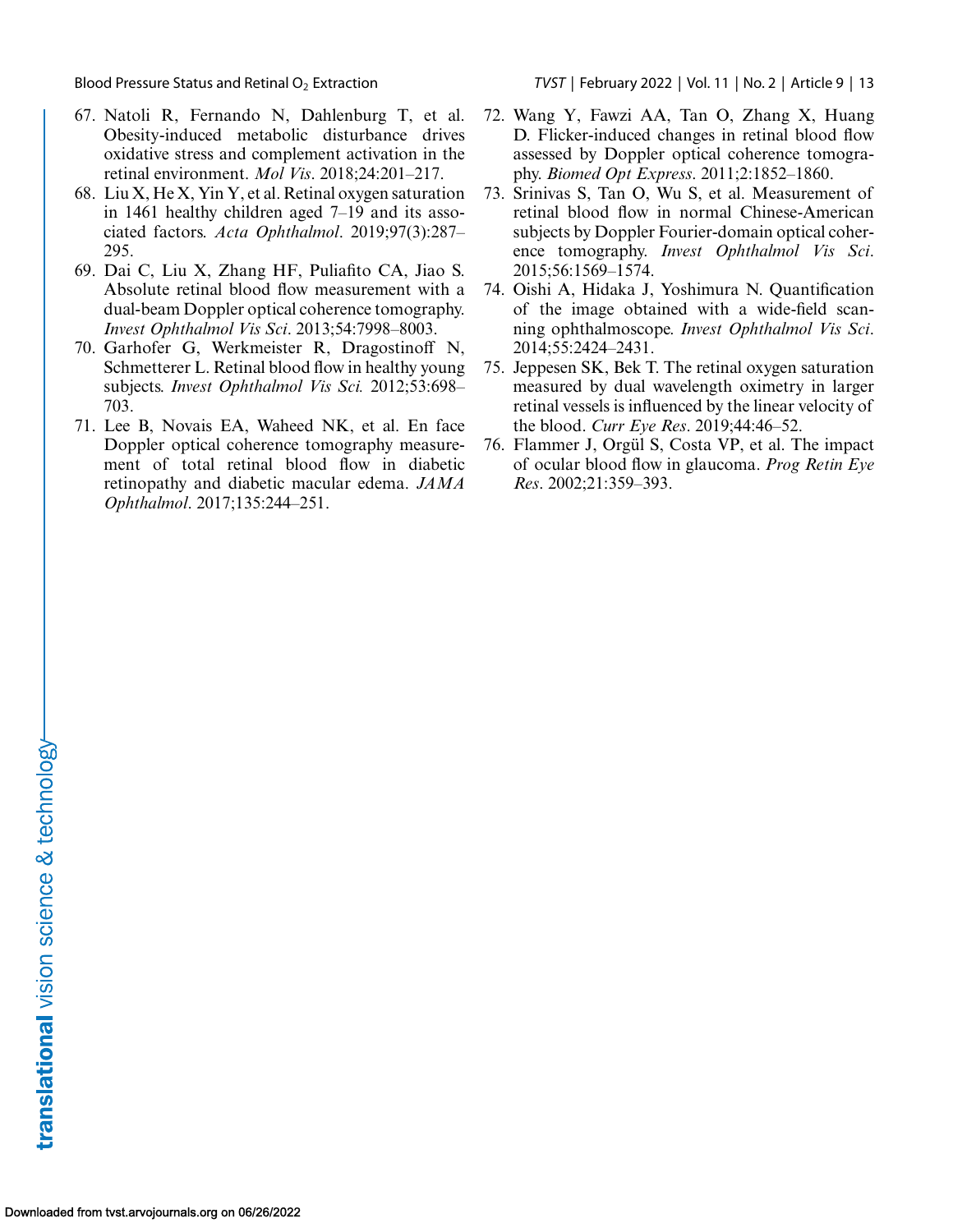67. Natoli R, Fernando N, Dahlenburg T, et al. Obesity-induced metabolic disturbance drives oxidative stress and complement activation in the retinal environment. *Mol Vis*. 2018;24:201–217.
68. Liu X, He X, Yin Y, et al. Retinal oxygen saturation in 1461 healthy children aged 7–19 and its associated factors. *Acta Ophthalmol*. 2019;97(3):287–295.
69. Dai C, Liu X, Zhang HF, Puliafito CA, Jiao S. Absolute retinal blood flow measurement with a dual-beam Doppler optical coherence tomography. *Invest Ophthalmol Vis Sci*. 2013;54:7998–8003.
70. Garhofer G, Werkmeister R, Dragostinoff N, Schmetterer L. Retinal blood flow in healthy young subjects. *Invest Ophthalmol Vis Sci*. 2012;53:698–703.
71. Lee B, Novais EA, Waheed NK, et al. En face Doppler optical coherence tomography measurement of total retinal blood flow in diabetic retinopathy and diabetic macular edema. *JAMA Ophthalmol*. 2017;135:244–251.
72. Wang Y, Fawzi AA, Tan O, Zhang X, Huang D. Flicker-induced changes in retinal blood flow assessed by Doppler optical coherence tomography. *Biomed Opt Express*. 2011;2:1852–1860.
73. Srinivas S, Tan O, Wu S, et al. Measurement of retinal blood flow in normal Chinese-American subjects by Doppler Fourier-domain optical coherence tomography. *Invest Ophthalmol Vis Sci*. 2015;56:1569–1574.
74. Oishi A, Hidaka J, Yoshimura N. Quantification of the image obtained with a wide-field scanning ophthalmoscope. *Invest Ophthalmol Vis Sci*. 2014;55:2424–2431.
75. Jeppesen SK, Bek T. The retinal oxygen saturation measured by dual wavelength oximetry in larger retinal vessels is influenced by the linear velocity of the blood. *Curr Eye Res*. 2019;44:46–52.
76. Flammer J, Orgül S, Costa VP, et al. The impact of ocular blood flow in glaucoma. *Prog Retin Eye Res*. 2002;21:359–393.